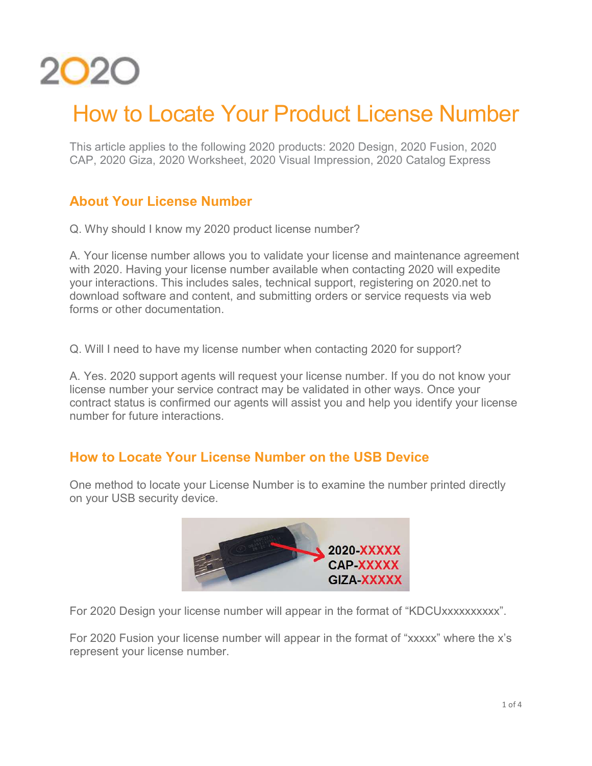2020

# How to Locate Your Product License Number

This article applies to the following 2020 products: 2020 Design, 2020 Fusion, 2020 CAP, 2020 Giza, 2020 Worksheet, 2020 Visual Impression, 2020 Catalog Express

## About Your License Number

Q. Why should I know my 2020 product license number?

A. Your license number allows you to validate your license and maintenance agreement with 2020. Having your license number available when contacting 2020 will expedite your interactions. This includes sales, technical support, registering on 2020.net to download software and content, and submitting orders or service requests via web forms or other documentation.

Q. Will I need to have my license number when contacting 2020 for support?

A. Yes. 2020 support agents will request your license number. If you do not know your license number your service contract may be validated in other ways. Once your contract status is confirmed our agents will assist you and help you identify your license number for future interactions.

## How to Locate Your License Number on the USB Device

One method to locate your License Number is to examine the number printed directly on your USB security device.

2020-XXXXX
CAP-XXXXX
GIZA-XXXXX

For 2020 Design your license number will appear in the format of "KDCUxxxxxxxxxx".

For 2020 Fusion your license number will appear in the format of "xxxxx" where the x's represent your license number.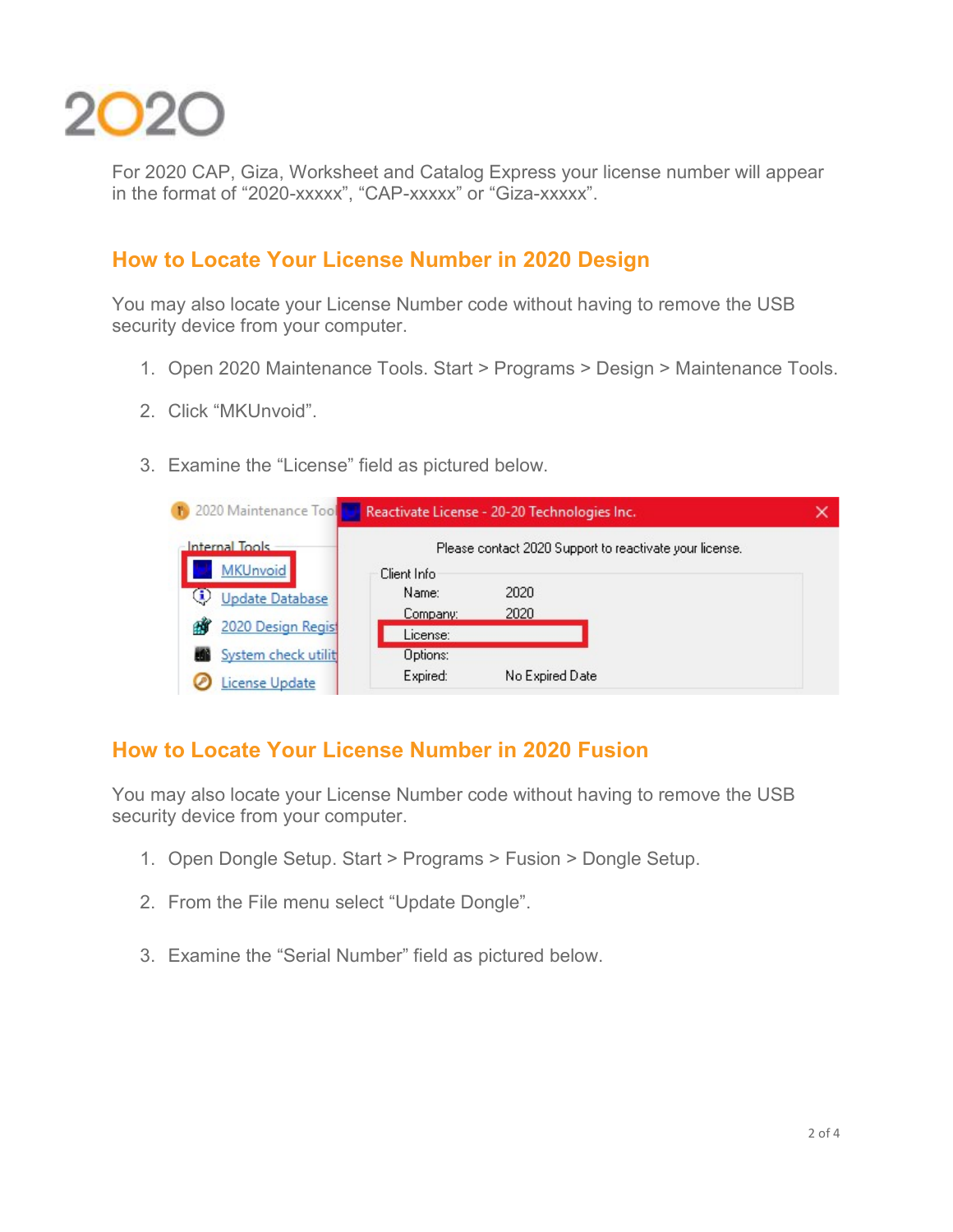For 2020 CAP, Giza, Worksheet and Catalog Express your license number will appear in the format of “2020-xxxxx”, “CAP-xxxxx” or “Giza-xxxxx”.

## How to Locate Your License Number in 2020 Design

You may also locate your License Number code without having to remove the USB security device from your computer.

1. Open 2020 Maintenance Tools. Start > Programs > Design > Maintenance Tools.
2. Click “MKUnvoid”.
3. Examine the “License” field as pictured below.

## How to Locate Your License Number in 2020 Fusion

You may also locate your License Number code without having to remove the USB security device from your computer.

1. Open Dongle Setup. Start > Programs > Fusion > Dongle Setup.
2. From the File menu select “Update Dongle”.
3. Examine the “Serial Number” field as pictured below.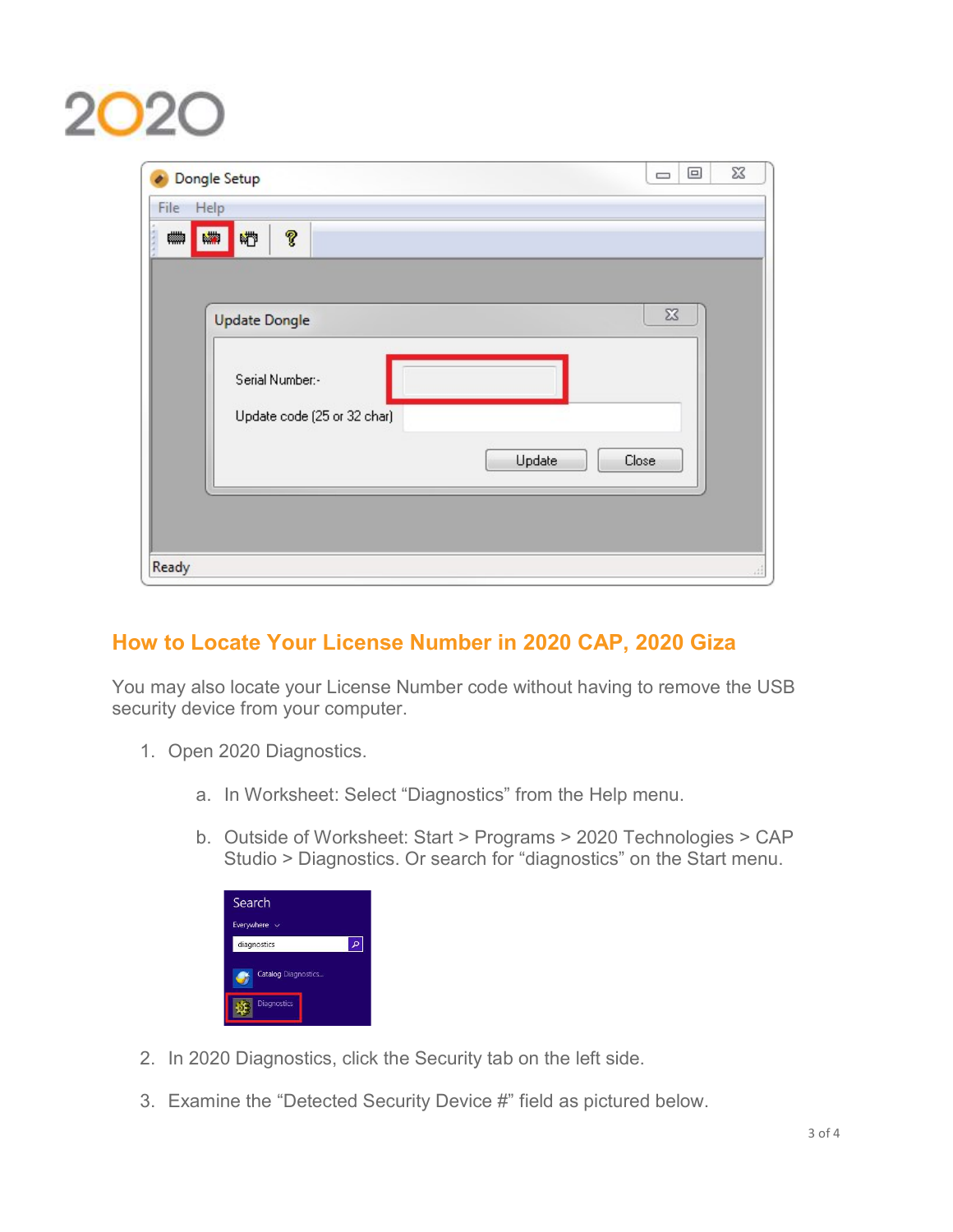## How to Locate Your License Number in 2020 CAP, 2020 Giza

You may also locate your License Number code without having to remove the USB security device from your computer.

1. Open 2020 Diagnostics.

   a. In Worksheet: Select “Diagnostics” from the Help menu.

   b. Outside of Worksheet: Start > Programs > 2020 Technologies > CAP Studio > Diagnostics. Or search for “diagnostics” on the Start menu.

2. In 2020 Diagnostics, click the Security tab on the left side.

3. Examine the “Detected Security Device #” field as pictured below.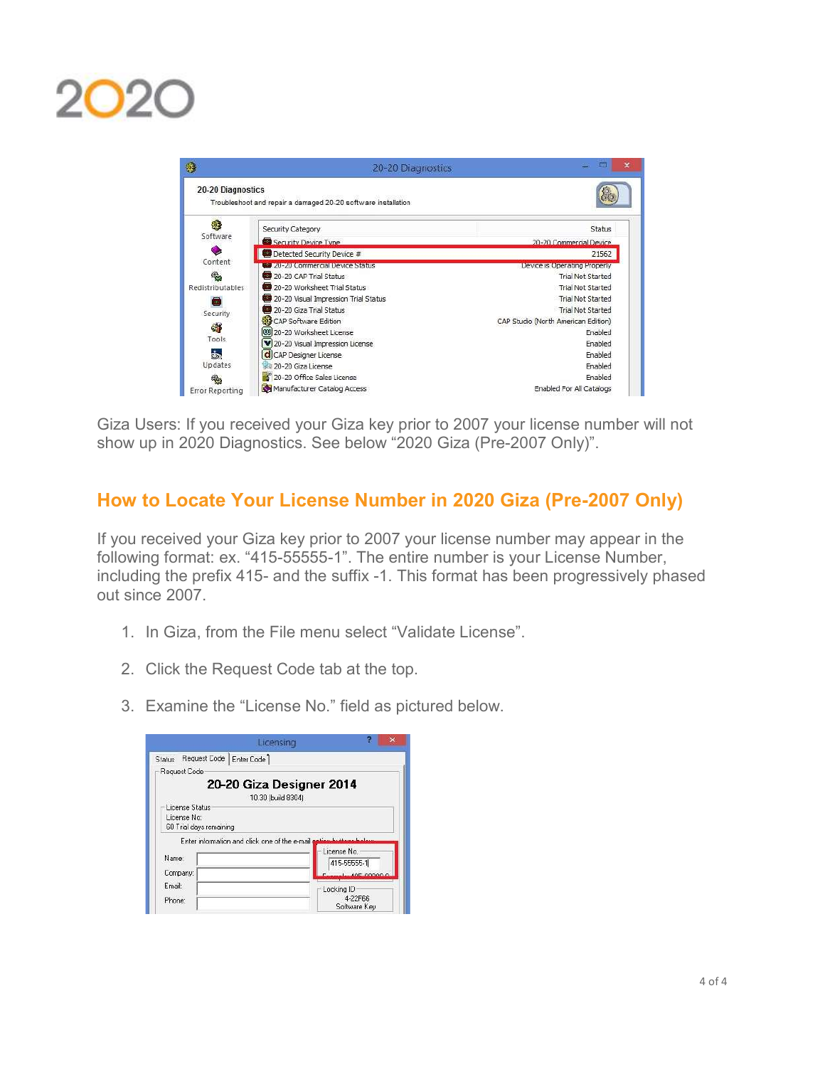Giza Users: If you received your Giza key prior to 2007 your license number will not show up in 2020 Diagnostics. See below “2020 Giza (Pre-2007 Only)”.

## How to Locate Your License Number in 2020 Giza (Pre-2007 Only)

If you received your Giza key prior to 2007 your license number may appear in the following format: ex. “415-55555-1”. The entire number is your License Number, including the prefix 415- and the suffix -1. This format has been progressively phased out since 2007.

1. In Giza, from the File menu select “Validate License”.
2. Click the Request Code tab at the top.
3. Examine the “License No.” field as pictured below.